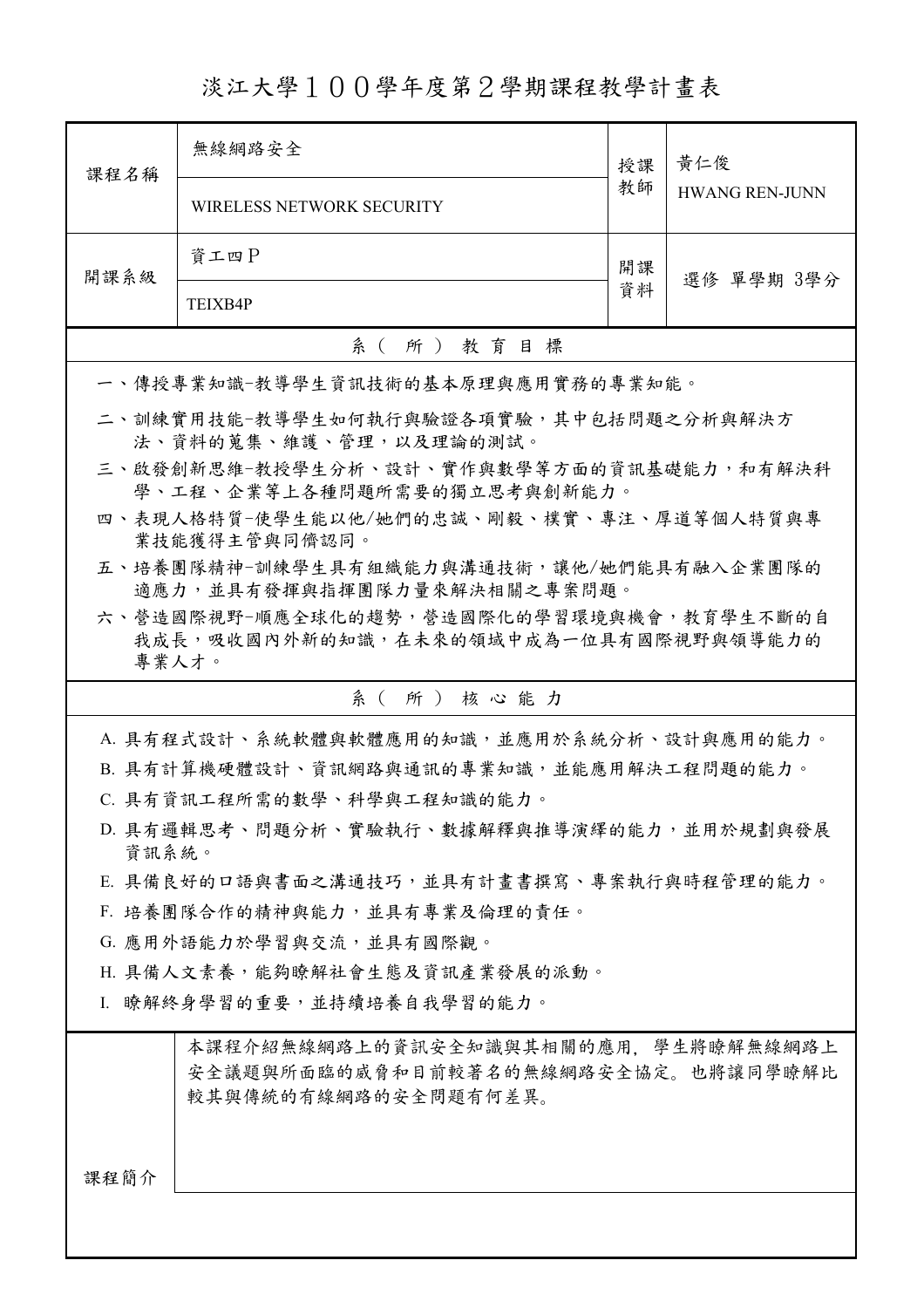# 淡江大學１００學年度第２學期課程教學計畫表

| 課程名稱 | 無線網路安全<br>WIRELESS NETWORK SECURITY | 授課教師 | 黃仁俊<br>HWANG REN-JUNN |
|---|---|---|---|
| 開課系級 | 資工四Ｐ<br>TEIXB4P | 開課資料 | 選修 單學期 3學分 |

## 系（所）教育目標

一、傳授專業知識-教導學生資訊技術的基本原理與應用實務的專業知能。

二、訓練實用技能-教導學生如何執行與驗證各項實驗，其中包括問題之分析與解決方法、資料的蒐集、維護、管理，以及理論的測試。

三、啟發創新思維-教授學生分析、設計、實作與數學等方面的資訊基礎能力，和有解決科學、工程、企業等上各種問題所需要的獨立思考與創新能力。

四、表現人格特質-使學生能以他/她們的忠誠、剛毅、樸實、專注、厚道等個人特質與專業技能獲得主管與同儕認同。

五、培養團隊精神-訓練學生具有組織能力與溝通技術，讓他/她們能具有融入企業團隊的適應力，並具有發揮與指揮團隊力量來解決相關之專案問題。

六、營造國際視野-順應全球化的趨勢，營造國際化的學習環境與機會，教育學生不斷的自我成長，吸收國內外新的知識，在未來的領域中成為一位具有國際視野與領導能力的專業人才。

## 系（所）核心能力

A. 具有程式設計、系統軟體與軟體應用的知識，並應用於系統分析、設計與應用的能力。

B. 具有計算機硬體設計、資訊網路與通訊的專業知識，並能應用解決工程問題的能力。

C. 具有資訊工程所需的數學、科學與工程知識的能力。

D. 具有邏輯思考、問題分析、實驗執行、數據解釋與推導演繹的能力，並用於規劃與發展資訊系統。

E. 具備良好的口語與書面之溝通技巧，並具有計畫書撰寫、專案執行與時程管理的能力。

F. 培養團隊合作的精神與能力，並具有專業及倫理的責任。

G. 應用外語能力於學習與交流，並具有國際觀。

H. 具備人文素養，能夠瞭解社會生態及資訊產業發展的派動。

I. 瞭解終身學習的重要，並持續培養自我學習的能力。

| 課程簡介 | 本課程介紹無線網路上的資訊安全知識與其相關的應用，學生將瞭解無線網路上安全議題與所面臨的威脅和目前較著名的無線網路安全協定。也將讓同學瞭解比較其與傳統的有線網路的安全問題有何差異。 |
|---|---|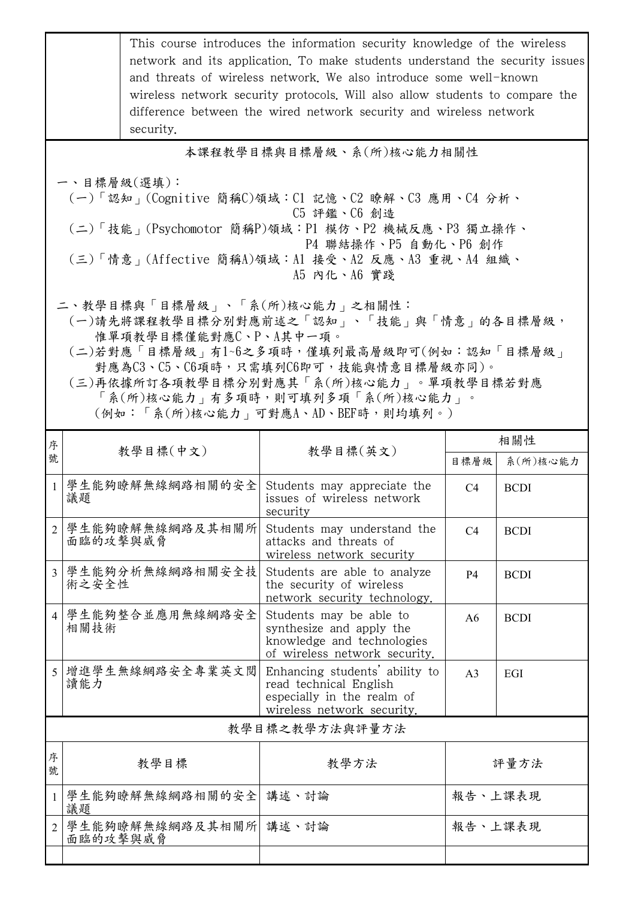This course introduces the information security knowledge of the wireless network and its application. To make students understand the security issues and threats of wireless network. We also introduce some well-known wireless network security protocols. Will also allow students to compare the difference between the wired network security and wireless network security.

## 本課程教學目標與目標層級、系(所)核心能力相關性

一、目標層級(選填)：
(一)「認知」(Cognitive 簡稱C)領域：C1 記憶、C2 瞭解、C3 應用、C4 分析、C5 評鑑、C6 創造
(二)「技能」(Psychomotor 簡稱P)領域：P1 模仿、P2 機械反應、P3 獨立操作、P4 聯結操作、P5 自動化、P6 創作
(三)「情意」(Affective 簡稱A)領域：A1 接受、A2 反應、A3 重視、A4 組織、A5 內化、A6 實踐

二、教學目標與「目標層級」、「系(所)核心能力」之相關性：
(一)請先將課程教學目標分別對應前述之「認知」、「技能」與「情意」的各目標層級，惟單項教學目標僅能對應C、P、A其中一項。
(二)若對應「目標層級」有1~6之多項時，僅填列最高層級即可(例如：認知「目標層級」對應為C3、C5、C6項時，只需填列C6即可，技能與情意目標層級亦同)。
(三)再依據所訂各項教學目標分別對應其「系(所)核心能力」。單項教學目標若對應「系(所)核心能力」有多項時，則可填列多項「系(所)核心能力」。(例如：「系(所)核心能力」可對應A、AD、BEF時，則均填列。)

| 序號 | 教學目標(中文) | 教學目標(英文) | 相關性 | |
|---|---|---|---|---|
| | | | 目標層級 | 系(所)核心能力 |
| 1 | 學生能夠瞭解無線網路相關的安全議題 | Students may appreciate the issues of wireless network security | C4 | BCDI |
| 2 | 學生能夠瞭解無線網路及其相關所面臨的攻擊與威脅 | Students may understand the attacks and threats of wireless network security | C4 | BCDI |
| 3 | 學生能夠分析無線網路相關安全技術之安全性 | Students are able to analyze the security of wireless network security technology. | P4 | BCDI |
| 4 | 學生能夠整合並應用無線網路安全相關技術 | Students may be able to synthesize and apply the knowledge and technologies of wireless network security. | A6 | BCDI |
| 5 | 增進學生無線網路安全專業英文閱讀能力 | Enhancing students' ability to read technical English especially in the realm of wireless network security. | A3 | EGI |

## 教學目標之教學方法與評量方法

| 序號 | 教學目標 | 教學方法 | 評量方法 |
|---|---|---|---|
| 1 | 學生能夠瞭解無線網路相關的安全議題 | 講述、討論 | 報告、上課表現 |
| 2 | 學生能夠瞭解無線網路及其相關所面臨的攻擊與威脅 | 講述、討論 | 報告、上課表現 |
| | | | |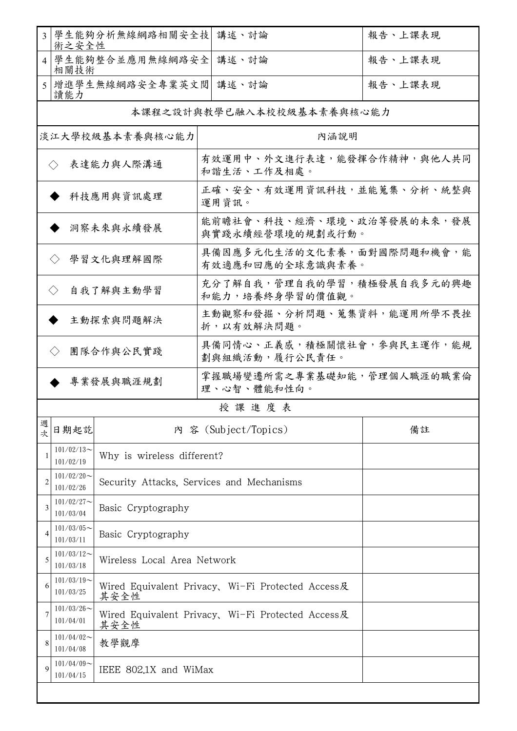| 3 | 學生能夠分析無線網路相關安全技術之安全性 | 講述、討論 | 報告、上課表現 |
|---|---|---|---|
| 4 | 學生能夠整合並應用無線網路安全相關技術 | 講述、討論 | 報告、上課表現 |
| 5 | 增進學生無線網路安全專業英文閱讀能力 | 講述、討論 | 報告、上課表現 |

本課程之設計與教學已融入本校校級基本素養與核心能力

| 淡江大學校級基本素養與核心能力 | 內涵說明 |
|---|---|
| ◇ 表達能力與人際溝通 | 有效運用中、外文進行表達，能發揮合作精神，與他人共同和諧生活、工作及相處。 |
| ◆ 科技應用與資訊處理 | 正確、安全、有效運用資訊科技，並能蒐集、分析、統整與運用資訊。 |
| ◆ 洞察未來與永續發展 | 能前瞻社會、科技、經濟、環境、政治等發展的未來，發展與實踐永續經營環境的規劃或行動。 |
| ◇ 學習文化與理解國際 | 具備因應多元化生活的文化素養，面對國際問題和機會，能有效適應和回應的全球意識與素養。 |
| ◇ 自我了解與主動學習 | 充分了解自我，管理自我的學習，積極發展自我多元的興趣和能力，培養終身學習的價值觀。 |
| ◆ 主動探索與問題解決 | 主動觀察和發掘、分析問題、蒐集資料，能運用所學不畏挫折，以有效解決問題。 |
| ◇ 團隊合作與公民實踐 | 具備同情心、正義感，積極關懷社會，參與民主運作，能規劃與組織活動，履行公民責任。 |
| ◆ 專業發展與職涯規劃 | 掌握職場變遷所需之專業基礎知能，管理個人職涯的職業倫理、心智、體能和性向。 |

授 課 進 度 表

| 週次 | 日期起訖 | 內 容 (Subject/Topics) | 備註 |
|---|---|---|---|
| 1 | 101/02/13～101/02/19 | Why is wireless different? | |
| 2 | 101/02/20～101/02/26 | Security Attacks, Services and Mechanisms | |
| 3 | 101/02/27～101/03/04 | Basic Cryptography | |
| 4 | 101/03/05～101/03/11 | Basic Cryptography | |
| 5 | 101/03/12～101/03/18 | Wireless Local Area Network | |
| 6 | 101/03/19～101/03/25 | Wired Equivalent Privacy、Wi-Fi Protected Access及其安全性 | |
| 7 | 101/03/26～101/04/01 | Wired Equivalent Privacy、Wi-Fi Protected Access及其安全性 | |
| 8 | 101/04/02～101/04/08 | 教學觀摩 | |
| 9 | 101/04/09～101/04/15 | IEEE 802.1X and WiMax | |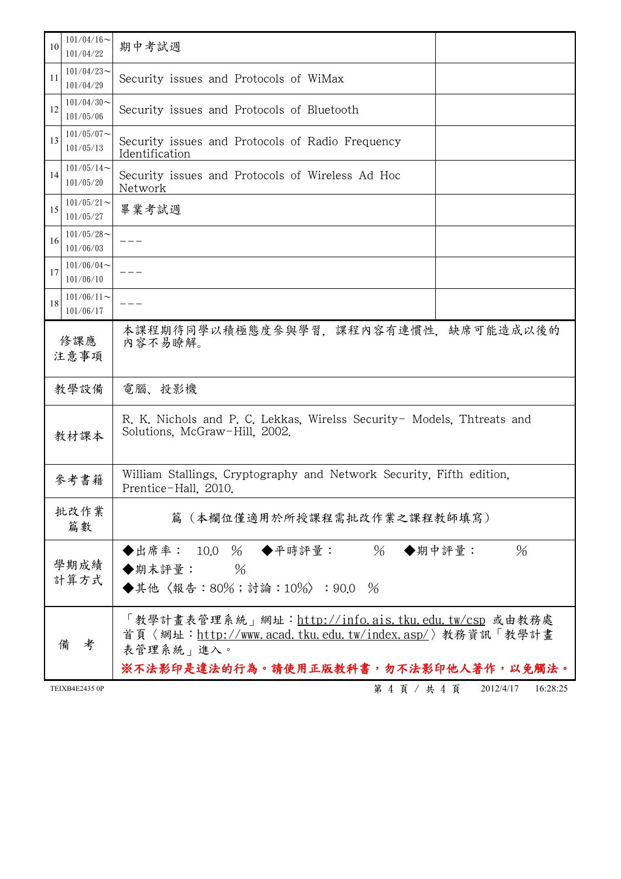| | | | |
|---|---|---|---|
| 10 | 101/04/16～<br>101/04/22 | 期中考試週 | |
| 11 | 101/04/23～<br>101/04/29 | Security issues and Protocols of WiMax | |
| 12 | 101/04/30～<br>101/05/06 | Security issues and Protocols of Bluetooth | |
| 13 | 101/05/07～<br>101/05/13 | Security issues and Protocols of Radio Frequency Identification | |
| 14 | 101/05/14～<br>101/05/20 | Security issues and Protocols of Wireless Ad Hoc Network | |
| 15 | 101/05/21～<br>101/05/27 | 畢業考試週 | |
| 16 | 101/05/28～<br>101/06/03 | --- | |
| 17 | 101/06/04～<br>101/06/10 | --- | |
| 18 | 101/06/11～<br>101/06/17 | --- | |

| | |
|---|---|
| 修課應注意事項 | 本課程期待同學以積極態度參與學習，課程內容有連慣性，缺席可能造成以後的內容不易瞭解。 |
| 教學設備 | 電腦、投影機 |
| 教材課本 | R. K. Nichols and P. C. Lekkas, Wirelss Security- Models, Thtreats and Solutions, McGraw-Hill, 2002. |
| 參考書籍 | William Stallings, Cryptography and Network Security, Fifth edition, Prentice-Hall, 2010. |
| 批改作業篇數 | 篇（本欄位僅適用於所授課程需批改作業之課程教師填寫） |
| 學期成績計算方式 | ◆出席率： 10.0 ％ ◆平時評量： ％ ◆期中評量： ％<br>◆期末評量： ％<br>◆其他〈報告：80%；討論：10%〉：90.0 ％ |
| 備 考 | 「教學計畫表管理系統」網址：http://info.ais.tku.edu.tw/csp 或由教務處首頁〈網址：http://www.acad.tku.edu.tw/index.asp/〉教務資訊「教學計畫表管理系統」進入。<br>**※不法影印是違法的行為。請使用正版教科書，勿不法影印他人著作，以免觸法。** |

TEIXB4E2435 0P 2012/4/17 16:28:25